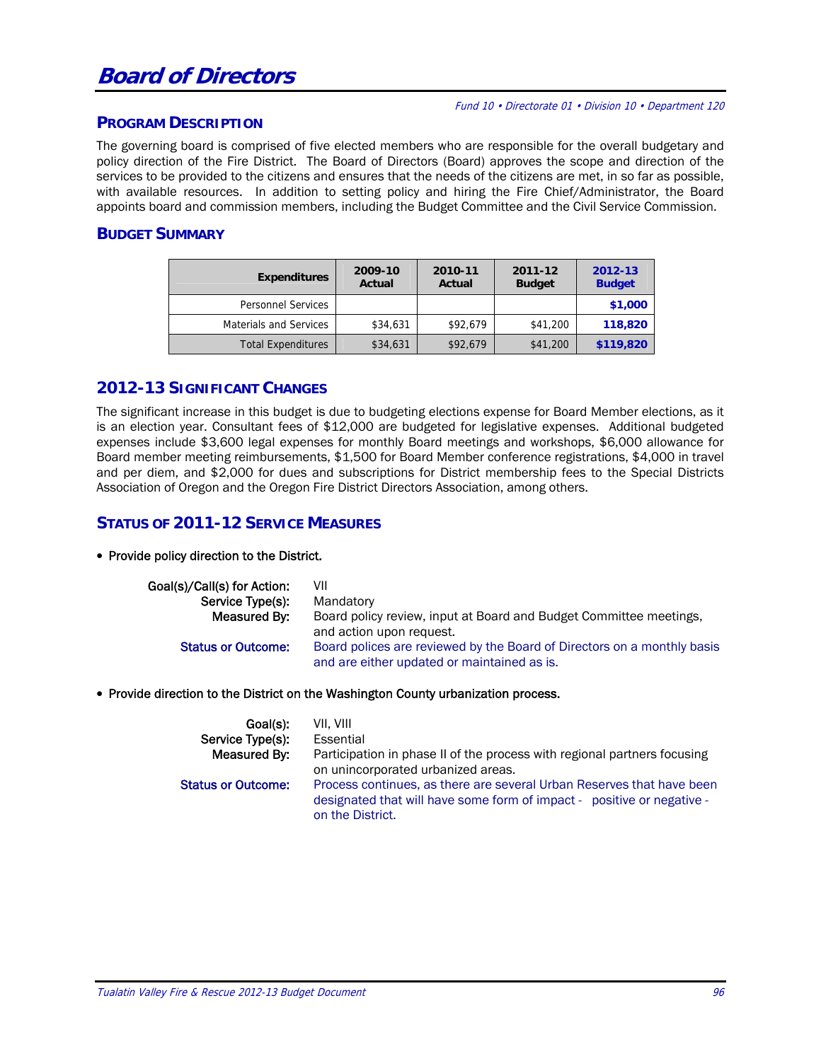# Board of Directors

*Fund 10 • Directorate 01 • Division 10 • Department 120*

## PROGRAM DESCRIPTION

The governing board is comprised of five elected members who are responsible for the overall budgetary and policy direction of the Fire District. The Board of Directors (Board) approves the scope and direction of the services to be provided to the citizens and ensures that the needs of the citizens are met, in so far as possible, with available resources. In addition to setting policy and hiring the Fire Chief/Administrator, the Board appoints board and commission members, including the Budget Committee and the Civil Service Commission.

## BUDGET SUMMARY

| Expenditures | 2009-10 Actual | 2010-11 Actual | 2011-12 Budget | 2012-13 Budget |
|---|---|---|---|---|
| Personnel Services | | | | **$1,000** |
| Materials and Services | $34,631 | $92,679 | $41,200 | **118,820** |
| Total Expenditures | $34,631 | $92,679 | $41,200 | **$119,820** |

## 2012-13 SIGNIFICANT CHANGES

The significant increase in this budget is due to budgeting elections expense for Board Member elections, as it is an election year. Consultant fees of $12,000 are budgeted for legislative expenses. Additional budgeted expenses include $3,600 legal expenses for monthly Board meetings and workshops, $6,000 allowance for Board member meeting reimbursements, $1,500 for Board Member conference registrations, $4,000 in travel and per diem, and $2,000 for dues and subscriptions for District membership fees to the Special Districts Association of Oregon and the Oregon Fire District Directors Association, among others.

## STATUS OF 2011-12 SERVICE MEASURES

- Provide policy direction to the District.

  **Goal(s)/Call(s) for Action:** VII
  **Service Type(s):** Mandatory
  **Measured By:** Board policy review, input at Board and Budget Committee meetings, and action upon request.
  **Status or Outcome:** Board polices are reviewed by the Board of Directors on a monthly basis and are either updated or maintained as is.

- Provide direction to the District on the Washington County urbanization process.

  **Goal(s):** VII, VIII
  **Service Type(s):** Essential
  **Measured By:** Participation in phase II of the process with regional partners focusing on unincorporated urbanized areas.
  **Status or Outcome:** Process continues, as there are several Urban Reserves that have been designated that will have some form of impact - positive or negative - on the District.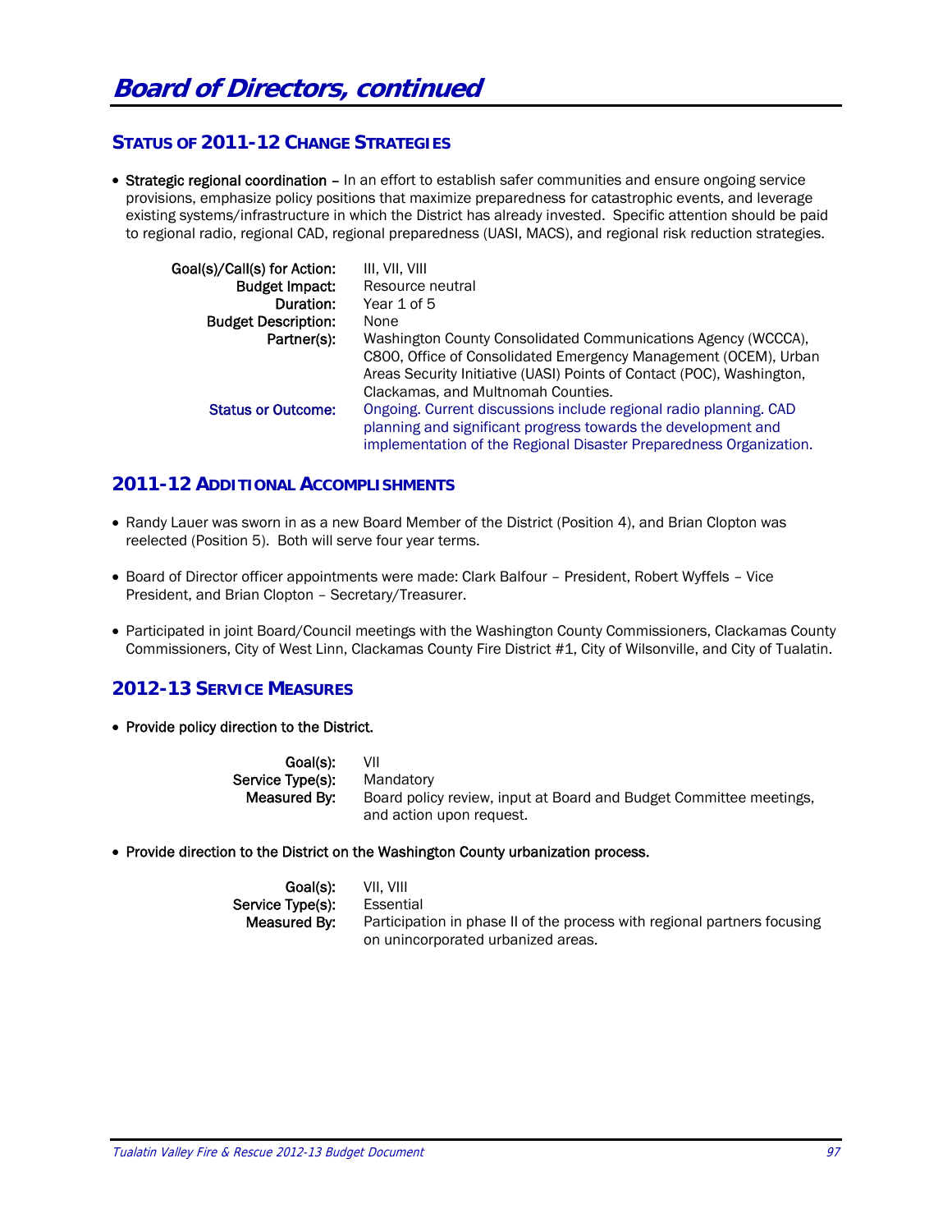# Board of Directors, continued

## STATUS OF 2011-12 CHANGE STRATEGIES

- **Strategic regional coordination** – In an effort to establish safer communities and ensure ongoing service provisions, emphasize policy positions that maximize preparedness for catastrophic events, and leverage existing systems/infrastructure in which the District has already invested. Specific attention should be paid to regional radio, regional CAD, regional preparedness (UASI, MACS), and regional risk reduction strategies.

| | |
|---|---|
| **Goal(s)/Call(s) for Action:** | III, VII, VIII |
| **Budget Impact:** | Resource neutral |
| **Duration:** | Year 1 of 5 |
| **Budget Description:** | None |
| **Partner(s):** | Washington County Consolidated Communications Agency (WCCCA), C800, Office of Consolidated Emergency Management (OCEM), Urban Areas Security Initiative (UASI) Points of Contact (POC), Washington, Clackamas, and Multnomah Counties. |
| **Status or Outcome:** | Ongoing. Current discussions include regional radio planning. CAD planning and significant progress towards the development and implementation of the Regional Disaster Preparedness Organization. |

## 2011-12 ADDITIONAL ACCOMPLISHMENTS

- Randy Lauer was sworn in as a new Board Member of the District (Position 4), and Brian Clopton was reelected (Position 5). Both will serve four year terms.
- Board of Director officer appointments were made: Clark Balfour – President, Robert Wyffels – Vice President, and Brian Clopton – Secretary/Treasurer.
- Participated in joint Board/Council meetings with the Washington County Commissioners, Clackamas County Commissioners, City of West Linn, Clackamas County Fire District #1, City of Wilsonville, and City of Tualatin.

## 2012-13 SERVICE MEASURES

- **Provide policy direction to the District.**

| | |
|---|---|
| **Goal(s):** | VII |
| **Service Type(s):** | Mandatory |
| **Measured By:** | Board policy review, input at Board and Budget Committee meetings, and action upon request. |

- **Provide direction to the District on the Washington County urbanization process.**

| | |
|---|---|
| **Goal(s):** | VII, VIII |
| **Service Type(s):** | Essential |
| **Measured By:** | Participation in phase II of the process with regional partners focusing on unincorporated urbanized areas. |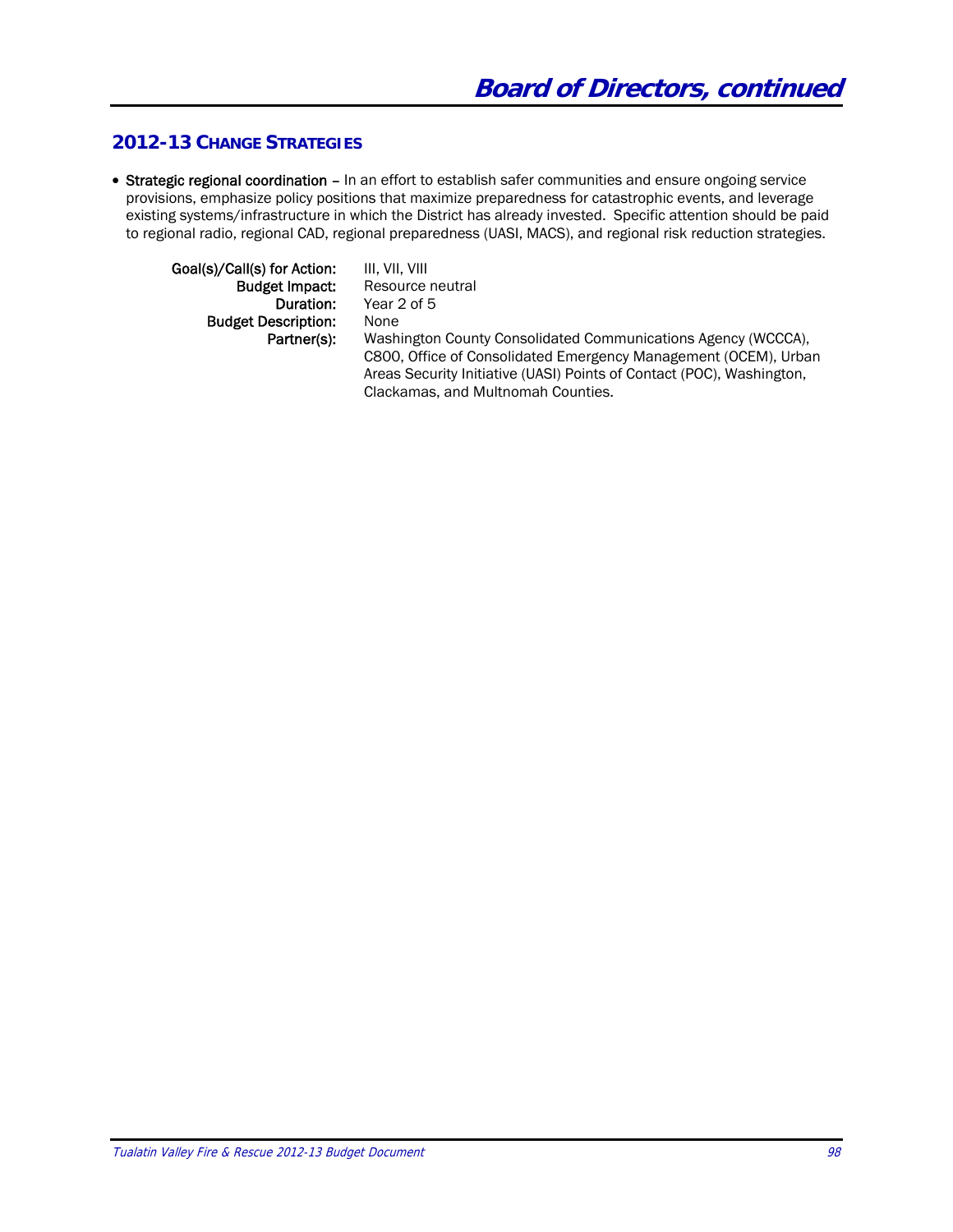## 2012-13 Change Strategies

- **Strategic regional coordination** – In an effort to establish safer communities and ensure ongoing service provisions, emphasize policy positions that maximize preparedness for catastrophic events, and leverage existing systems/infrastructure in which the District has already invested. Specific attention should be paid to regional radio, regional CAD, regional preparedness (UASI, MACS), and regional risk reduction strategies.

  **Goal(s)/Call(s) for Action:** III, VII, VIII
  **Budget Impact:** Resource neutral
  **Duration:** Year 2 of 5
  **Budget Description:** None
  **Partner(s):** Washington County Consolidated Communications Agency (WCCCA), C800, Office of Consolidated Emergency Management (OCEM), Urban Areas Security Initiative (UASI) Points of Contact (POC), Washington, Clackamas, and Multnomah Counties.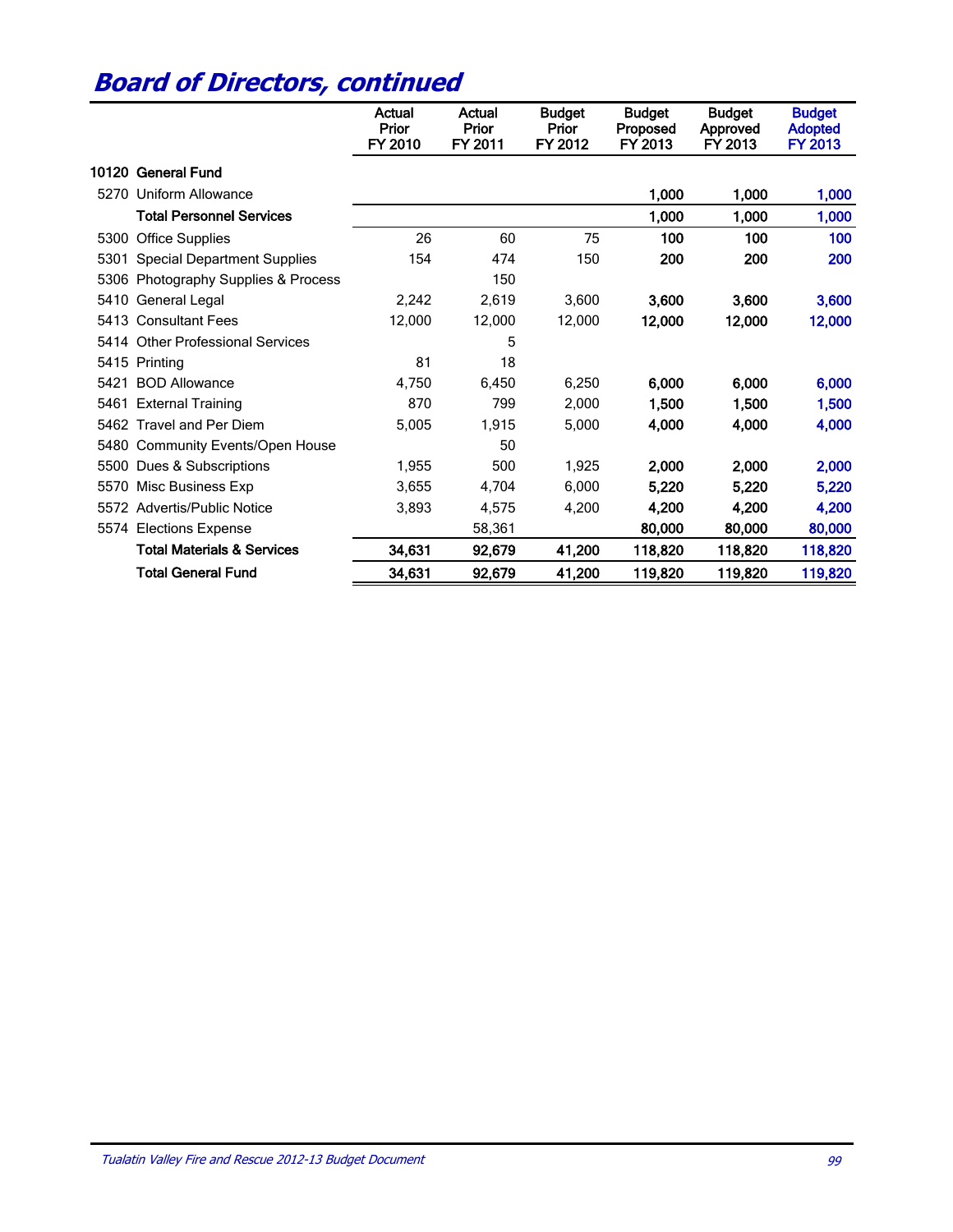# Board of Directors, continued

| | | Actual Prior FY 2010 | Actual Prior FY 2011 | Budget Prior FY 2012 | Budget Proposed FY 2013 | Budget Approved FY 2013 | Budget Adopted FY 2013 |
|---|---|---|---|---|---|---|---|
| **10120** | **General Fund** | | | | | | |
| 5270 | Uniform Allowance | | | | **1,000** | **1,000** | **1,000** |
| | **Total Personnel Services** | | | | **1,000** | **1,000** | **1,000** |
| 5300 | Office Supplies | 26 | 60 | 75 | **100** | **100** | **100** |
| 5301 | Special Department Supplies | 154 | 474 | 150 | **200** | **200** | **200** |
| 5306 | Photography Supplies & Process | | 150 | | | | |
| 5410 | General Legal | 2,242 | 2,619 | 3,600 | **3,600** | **3,600** | **3,600** |
| 5413 | Consultant Fees | 12,000 | 12,000 | 12,000 | **12,000** | **12,000** | **12,000** |
| 5414 | Other Professional Services | | 5 | | | | |
| 5415 | Printing | 81 | 18 | | | | |
| 5421 | BOD Allowance | 4,750 | 6,450 | 6,250 | **6,000** | **6,000** | **6,000** |
| 5461 | External Training | 870 | 799 | 2,000 | **1,500** | **1,500** | **1,500** |
| 5462 | Travel and Per Diem | 5,005 | 1,915 | 5,000 | **4,000** | **4,000** | **4,000** |
| 5480 | Community Events/Open House | | 50 | | | | |
| 5500 | Dues & Subscriptions | 1,955 | 500 | 1,925 | **2,000** | **2,000** | **2,000** |
| 5570 | Misc Business Exp | 3,655 | 4,704 | 6,000 | **5,220** | **5,220** | **5,220** |
| 5572 | Advertis/Public Notice | 3,893 | 4,575 | 4,200 | **4,200** | **4,200** | **4,200** |
| 5574 | Elections Expense | | 58,361 | | **80,000** | **80,000** | **80,000** |
| | **Total Materials & Services** | **34,631** | **92,679** | **41,200** | **118,820** | **118,820** | **118,820** |
| | **Total General Fund** | **34,631** | **92,679** | **41,200** | **119,820** | **119,820** | **119,820** |